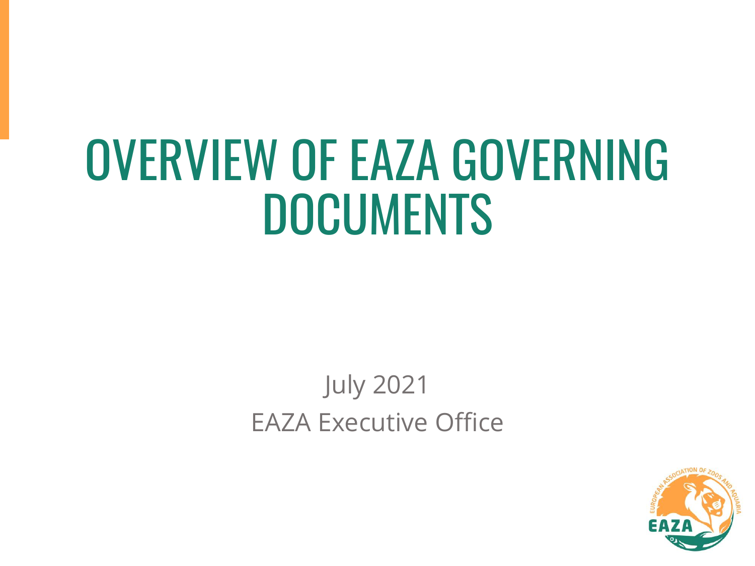# OVERVIEW OF EAZA GOVERNING DOCUMENTS

July 2021

EAZA Executive Office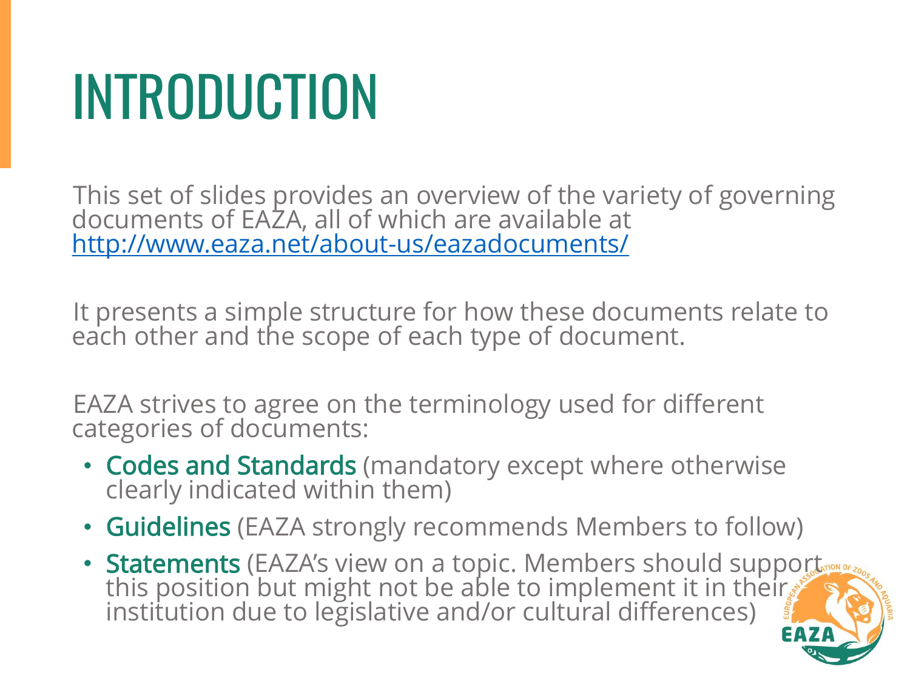# INTRODUCTION

This set of slides provides an overview of the variety of governing documents of EAZA, all of which are available at [http://www.eaza.net/about-us/eazadocuments/](http://www.eaza.net/about-us/eazadocuments/)

It presents a simple structure for how these documents relate to each other and the scope of each type of document.

EAZA strives to agree on the terminology used for different categories of documents:

- **Codes and Standards** (mandatory except where otherwise clearly indicated within them)
- **Guidelines** (EAZA strongly recommends Members to follow)
- **Statements** (EAZA's view on a topic. Members should support this position but might not be able to implement it in their institution due to legislative and/or cultural differences)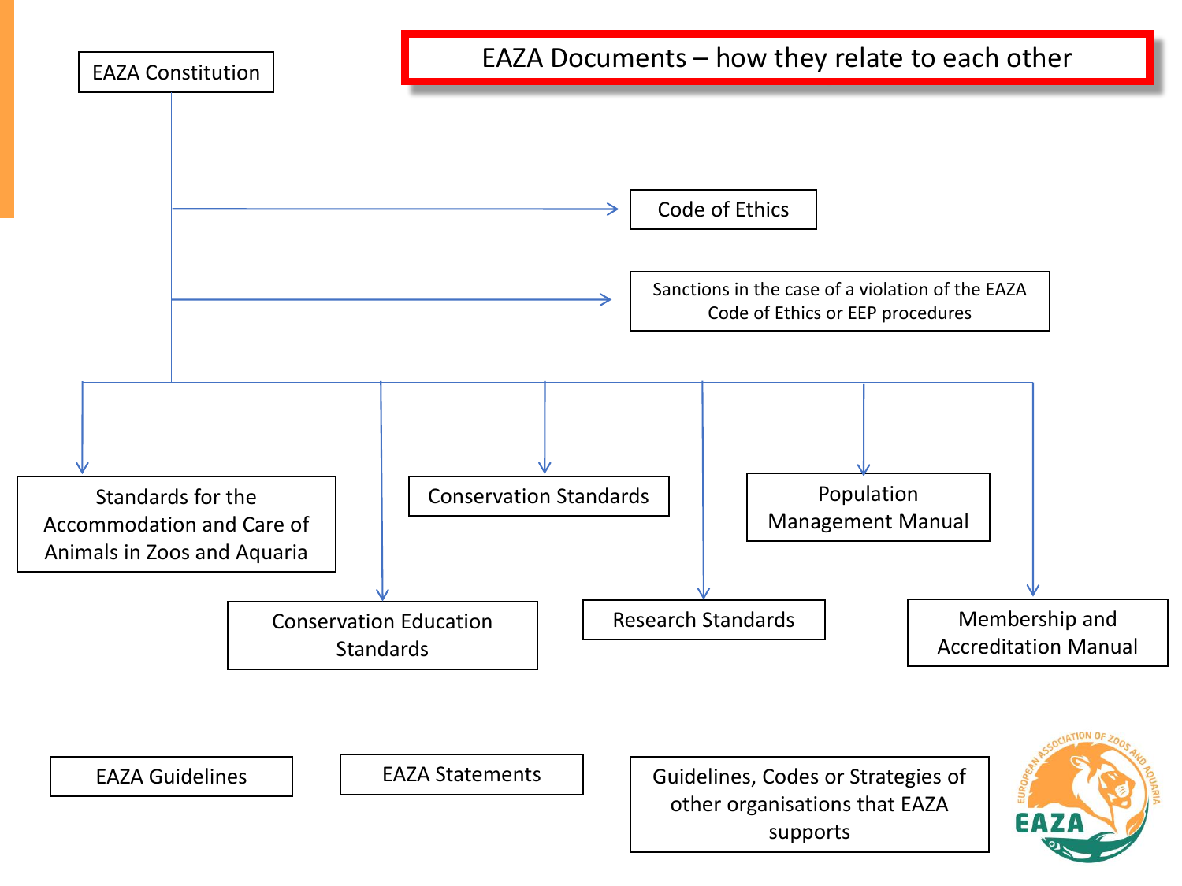# EAZA Documents – how they relate to each other

- EAZA Constitution
  - Code of Ethics
  - Sanctions in the case of a violation of the EAZA Code of Ethics or EEP procedures
  - Standards for the Accommodation and Care of Animals in Zoos and Aquaria
  - Conservation Education Standards
  - Conservation Standards
  - Research Standards
  - Population Management Manual
  - Membership and Accreditation Manual

EAZA Guidelines

EAZA Statements

Guidelines, Codes or Strategies of other organisations that EAZA supports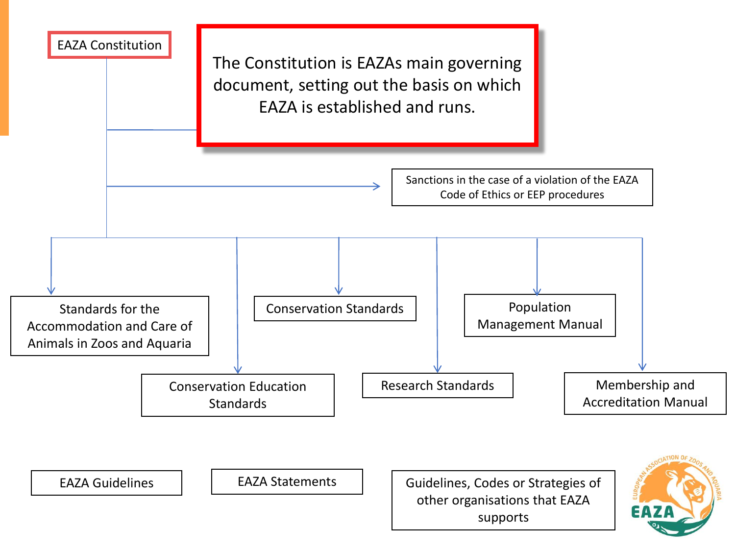EAZA Constitution

The Constitution is EAZAs main governing document, setting out the basis on which EAZA is established and runs.

Sanctions in the case of a violation of the EAZA Code of Ethics or EEP procedures

Standards for the Accommodation and Care of Animals in Zoos and Aquaria

Conservation Standards

Population Management Manual

Conservation Education Standards

Research Standards

Membership and Accreditation Manual

EAZA Guidelines

EAZA Statements

Guidelines, Codes or Strategies of other organisations that EAZA supports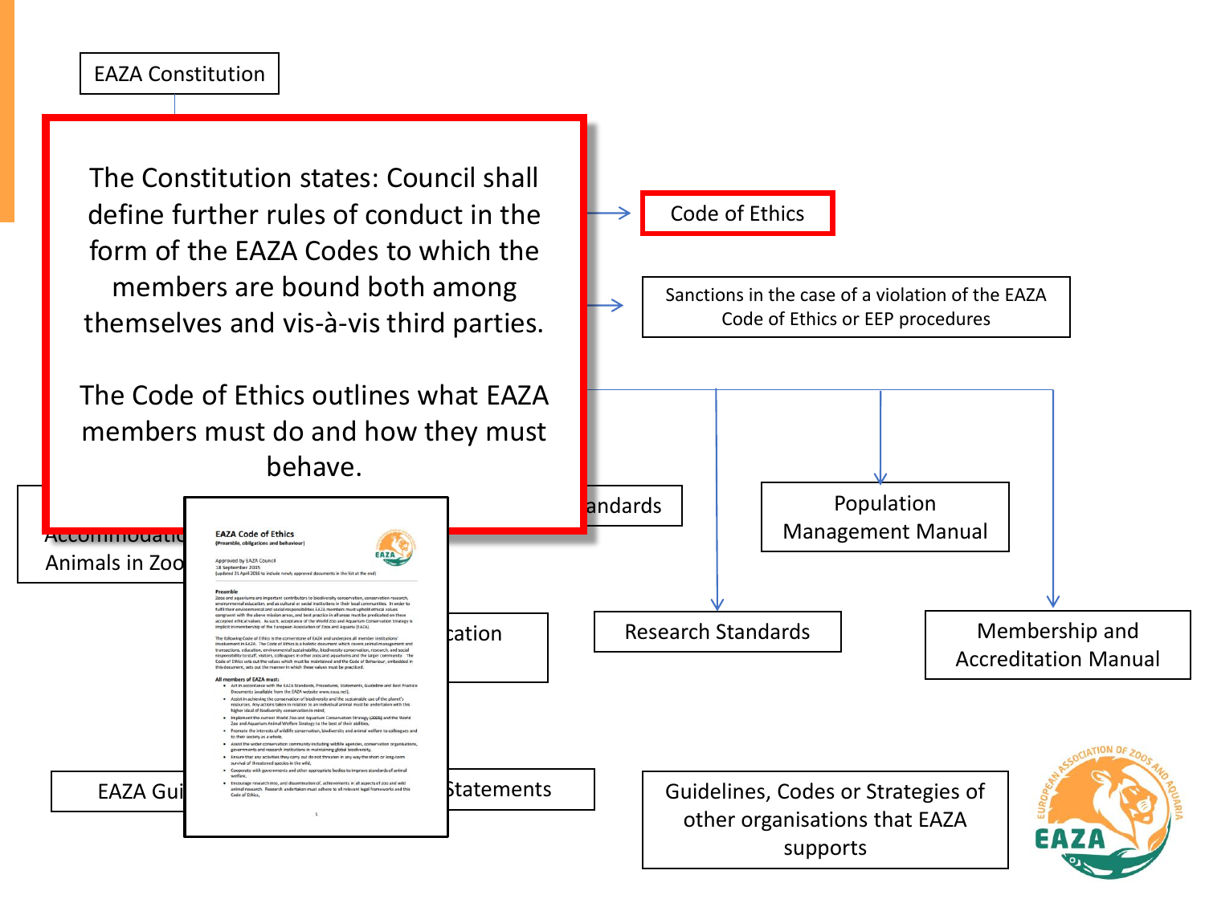EAZA Constitution

The Constitution states: Council shall define further rules of conduct in the form of the EAZA Codes to which the members are bound both among themselves and vis-à-vis third parties.

The Code of Ethics outlines what EAZA members must do and how they must behave.

Code of Ethics

Sanctions in the case of a violation of the EAZA Code of Ethics or EEP procedures

Accommodatio... Animals in Zoo...

...andards

Population Management Manual

...cation

Research Standards

Membership and Accreditation Manual

EAZA Gui...

...Statements

Guidelines, Codes or Strategies of other organisations that EAZA supports

**EAZA Code of Ethics**
**(Preamble, obligations and behaviour)**

Approved by EAZA Council
18 September 2015
(updated 21 April 2016 to include newly approved documents in the list at the end)

**Preamble**

Zoos and aquariums are important contributors to biodiversity conservation, conservation research, environmental education, and as cultural or social institutions in their local communities. In order to fulfil their environmental and social responsibilities EAZA members must uphold ethical values congruent with the above mission areas, and best practice in all areas must be predicated on these accepted ethical values. As such, acceptance of the World Zoo and Aquarium Conservation Strategy is implicit in membership of the European Association of Zoos and Aquaria (EAZA).

The following Code of Ethics is the cornerstone of EAZA and underpins all member institutions' involvement in EAZA. The Code of Ethics is a holistic document which covers animal management and transactions, education, environmental sustainability, biodiversity conservation, research, and social responsibility to staff, visitors, colleagues in other zoos and aquariums and the larger community. The Code of Ethics sets out the values which must be maintained and the Code of Behaviour, embedded in this document, sets out the manner in which these values must be practiced.

**All members of EAZA must:**

- Act in accordance with the EAZA Standards, Procedures, Statements, Guideline and Best Practice Documents (available from the EAZA website www.eaza.net);
- Assist in achieving the conservation of biodiversity and the sustainable use of the planet's resources. Any actions taken in relation to an individual animal must be undertaken with this higher ideal of biodiversity conservation in mind;
- Implement the current World Zoo and Aquarium Conservation Strategy (2005) and the World Zoo and Aquarium Animal Welfare Strategy to the best of their abilities;
- Promote the interests of wildlife conservation, biodiversity and animal welfare to colleagues and to their society as a whole;
- Assist the wider conservation community including wildlife agencies, conservation organisations, governments and research institutions in maintaining global biodiversity;
- Ensure that any activities they carry out do not threaten in any way the short or long-term survival of threatened species in the wild;
- Cooperate with governments and other appropriate bodies to improve standards of animal welfare;
- Encourage research into, and dissemination of, achievements in all aspects of zoo and wild animal research. Research undertaken must adhere to all relevant legal frameworks and this Code of Ethics;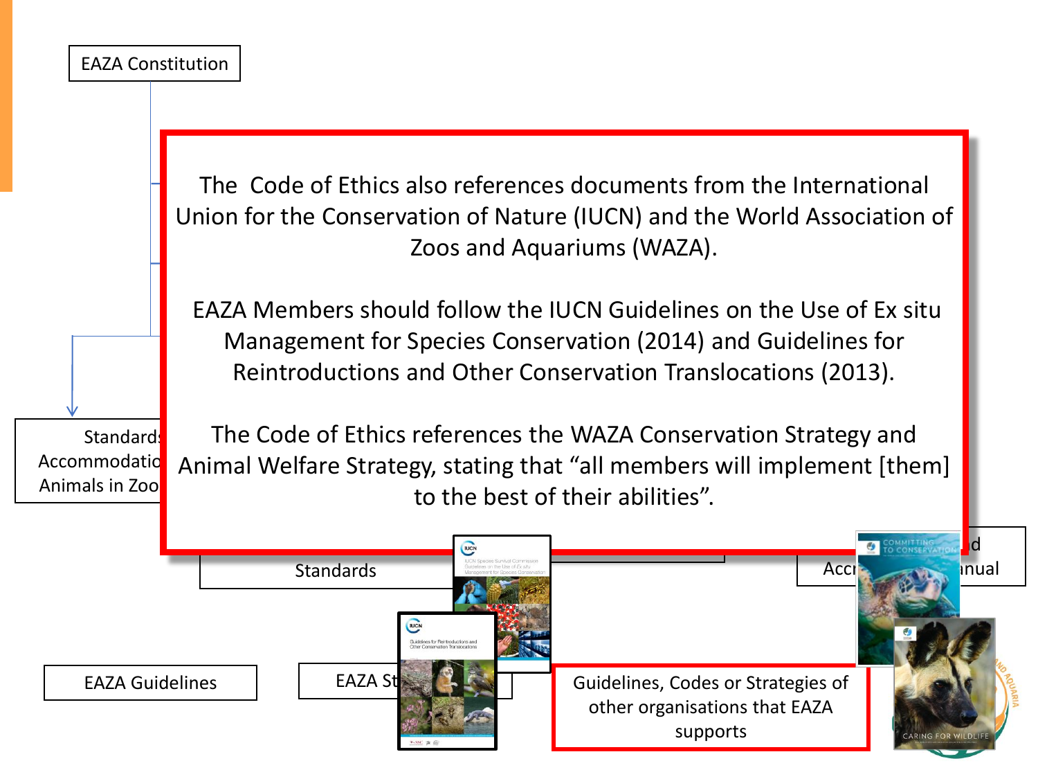EAZA Constitution

The Code of Ethics also references documents from the International Union for the Conservation of Nature (IUCN) and the World Association of Zoos and Aquariums (WAZA).

EAZA Members should follow the IUCN Guidelines on the Use of Ex situ Management for Species Conservation (2014) and Guidelines for Reintroductions and Other Conservation Translocations (2013).

The Code of Ethics references the WAZA Conservation Strategy and Animal Welfare Strategy, stating that "all members will implement [them] to the best of their abilities".

Standards Accommodatio Animals in Zoo

Standards

Acc nual

EAZA Guidelines

EAZA St

Guidelines, Codes or Strategies of other organisations that EAZA supports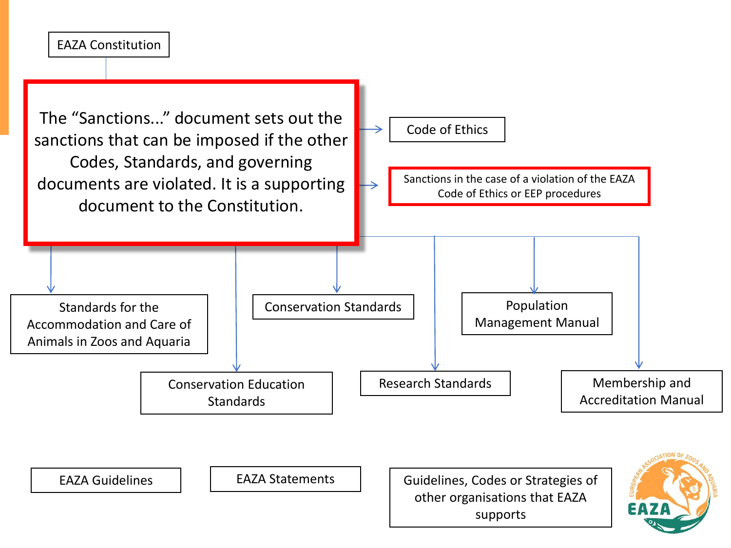EAZA Constitution

The "Sanctions..." document sets out the sanctions that can be imposed if the other Codes, Standards, and governing documents are violated. It is a supporting document to the Constitution.

Code of Ethics

Sanctions in the case of a violation of the EAZA Code of Ethics or EEP procedures

Standards for the Accommodation and Care of Animals in Zoos and Aquaria

Conservation Standards

Population Management Manual

Conservation Education Standards

Research Standards

Membership and Accreditation Manual

EAZA Guidelines

EAZA Statements

Guidelines, Codes or Strategies of other organisations that EAZA supports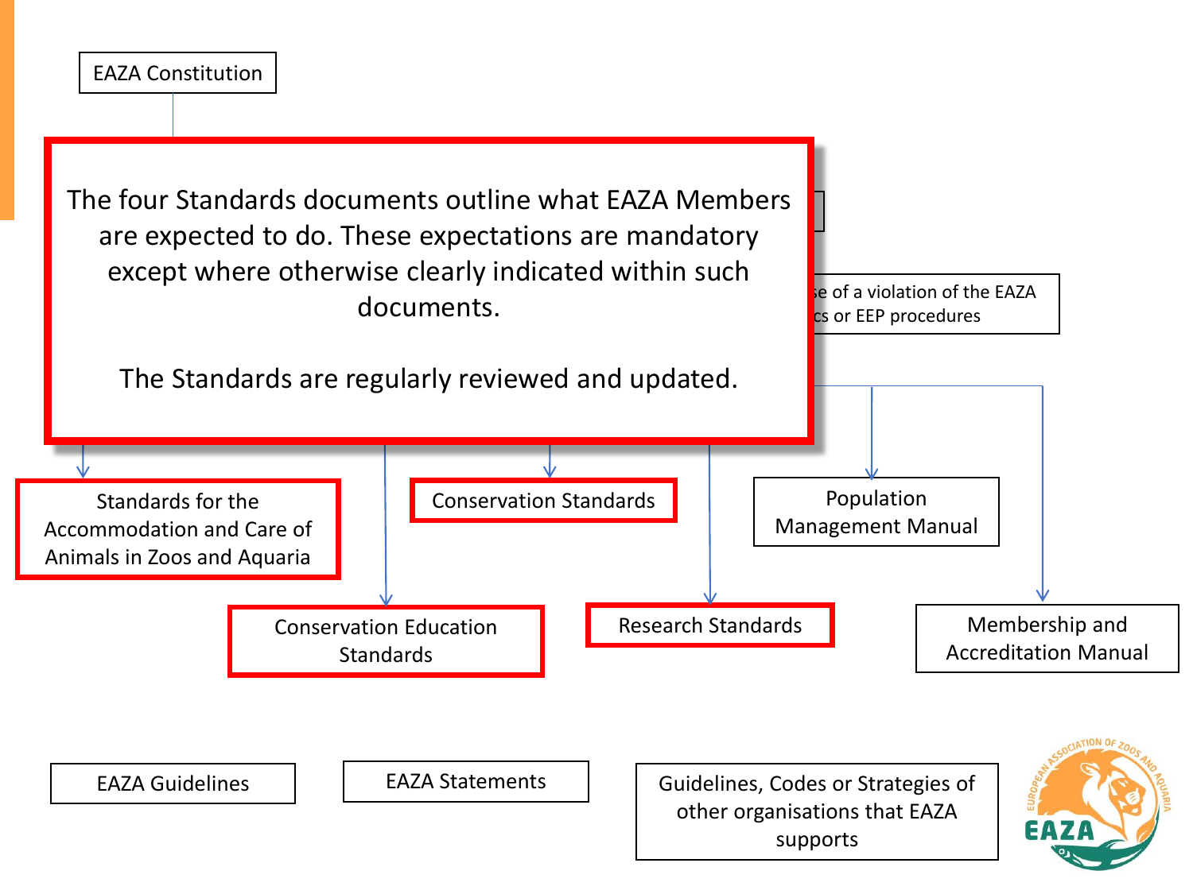EAZA Constitution

The four Standards documents outline what EAZA Members are expected to do. These expectations are mandatory except where otherwise clearly indicated within such documents.

The Standards are regularly reviewed and updated.

...se of a violation of the EAZA ...cs or EEP procedures

Standards for the Accommodation and Care of Animals in Zoos and Aquaria

Conservation Standards

Population Management Manual

Conservation Education Standards

Research Standards

Membership and Accreditation Manual

EAZA Guidelines

EAZA Statements

Guidelines, Codes or Strategies of other organisations that EAZA supports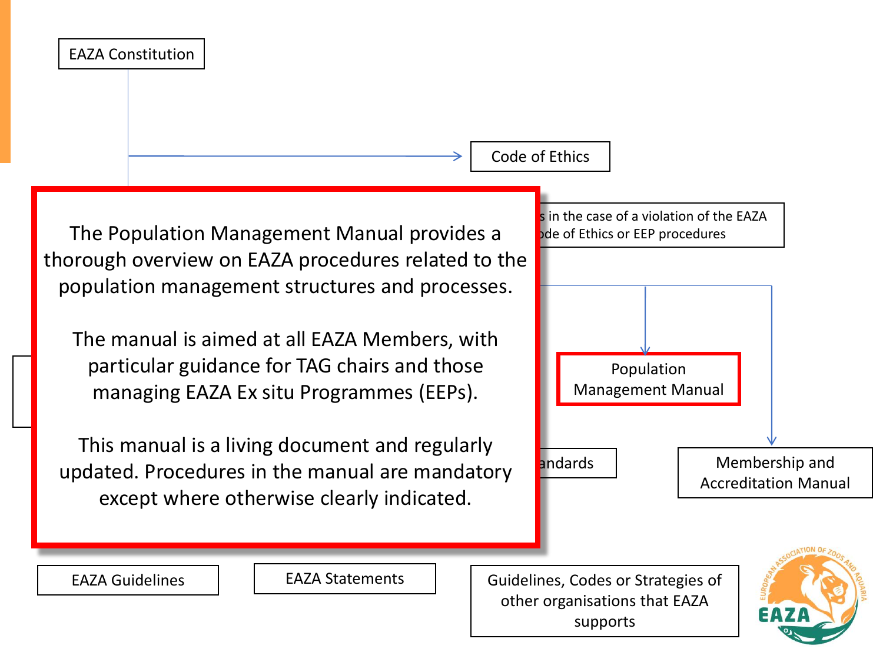EAZA Constitution

Code of Ethics

s in the case of a violation of the EAZA
ode of Ethics or EEP procedures

The Population Management Manual provides a thorough overview on EAZA procedures related to the population management structures and processes.

The manual is aimed at all EAZA Members, with particular guidance for TAG chairs and those managing EAZA Ex situ Programmes (EEPs).

This manual is a living document and regularly updated. Procedures in the manual are mandatory except where otherwise clearly indicated.

Population Management Manual

andards

Membership and Accreditation Manual

EAZA Guidelines

EAZA Statements

Guidelines, Codes or Strategies of other organisations that EAZA supports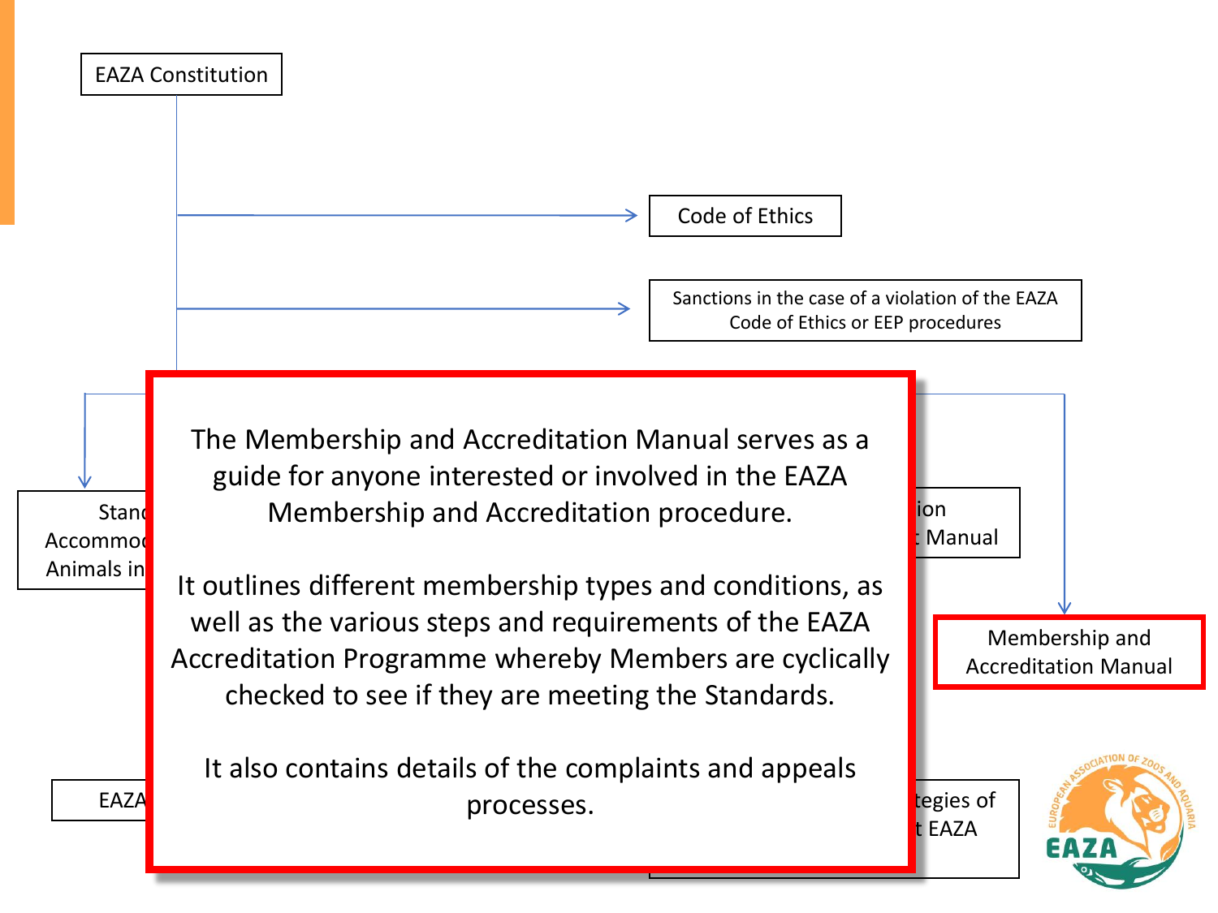EAZA Constitution

Code of Ethics

Sanctions in the case of a violation of the EAZA Code of Ethics or EEP procedures

Stand... Accommod... Animals in...

...ion ... Manual

Membership and Accreditation Manual

EAZA...

...tegies of ...t EAZA

The Membership and Accreditation Manual serves as a guide for anyone interested or involved in the EAZA Membership and Accreditation procedure.

It outlines different membership types and conditions, as well as the various steps and requirements of the EAZA Accreditation Programme whereby Members are cyclically checked to see if they are meeting the Standards.

It also contains details of the complaints and appeals processes.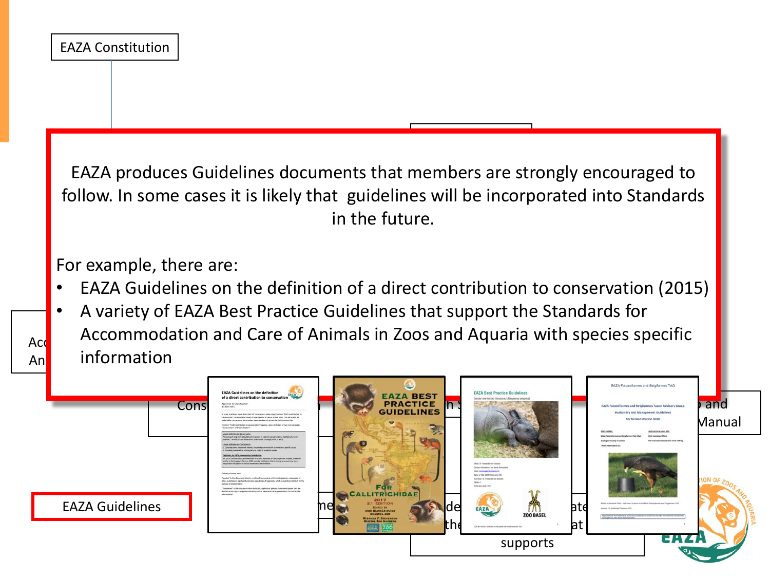EAZA Constitution

EAZA produces Guidelines documents that members are strongly encouraged to follow. In some cases it is likely that guidelines will be incorporated into Standards in the future.

For example, there are:

- EAZA Guidelines on the definition of a direct contribution to conservation (2015)
- A variety of EAZA Best Practice Guidelines that support the Standards for Accommodation and Care of Animals in Zoos and Aquaria with species specific information

EAZA Guidelines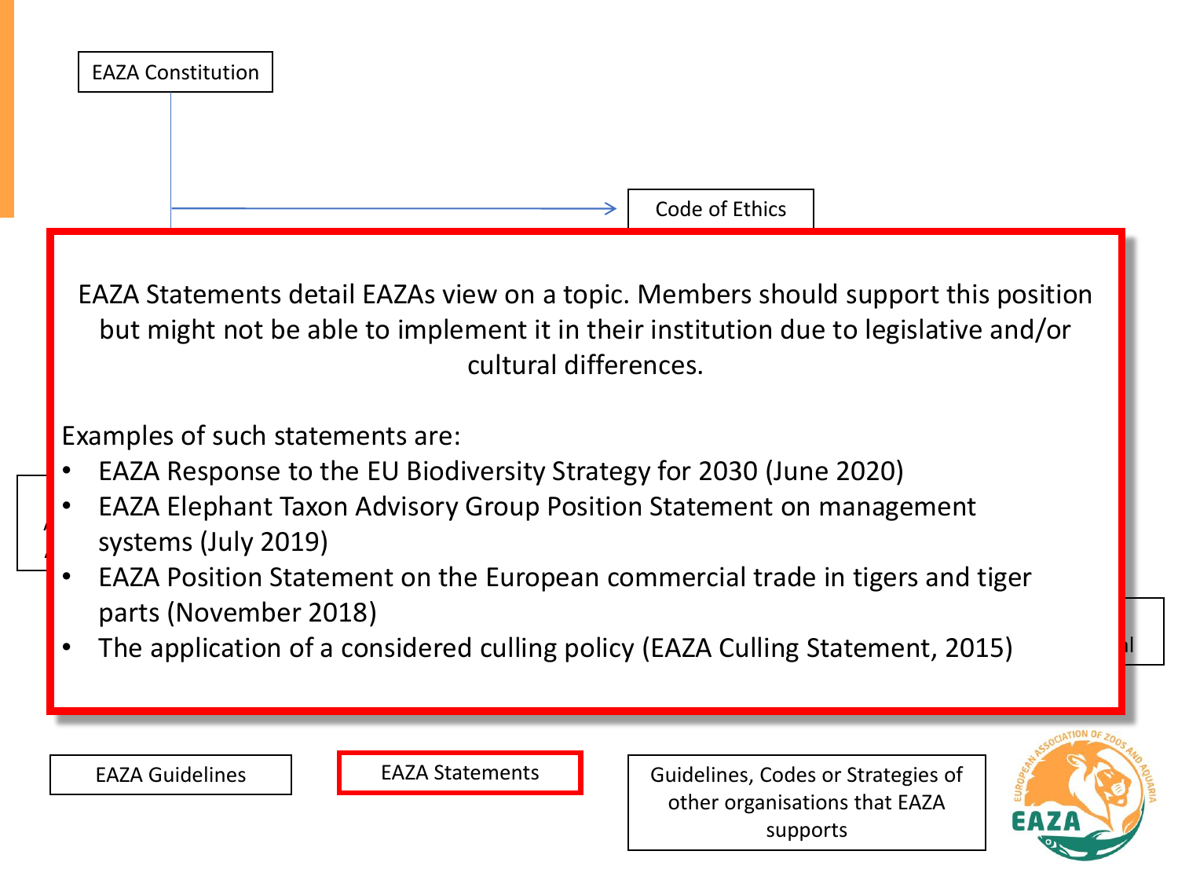EAZA Constitution

Code of Ethics

EAZA Statements detail EAZAs view on a topic. Members should support this position but might not be able to implement it in their institution due to legislative and/or cultural differences.

Examples of such statements are:

- EAZA Response to the EU Biodiversity Strategy for 2030 (June 2020)
- EAZA Elephant Taxon Advisory Group Position Statement on management systems (July 2019)
- EAZA Position Statement on the European commercial trade in tigers and tiger parts (November 2018)
- The application of a considered culling policy (EAZA Culling Statement, 2015)

EAZA Guidelines

EAZA Statements

Guidelines, Codes or Strategies of other organisations that EAZA supports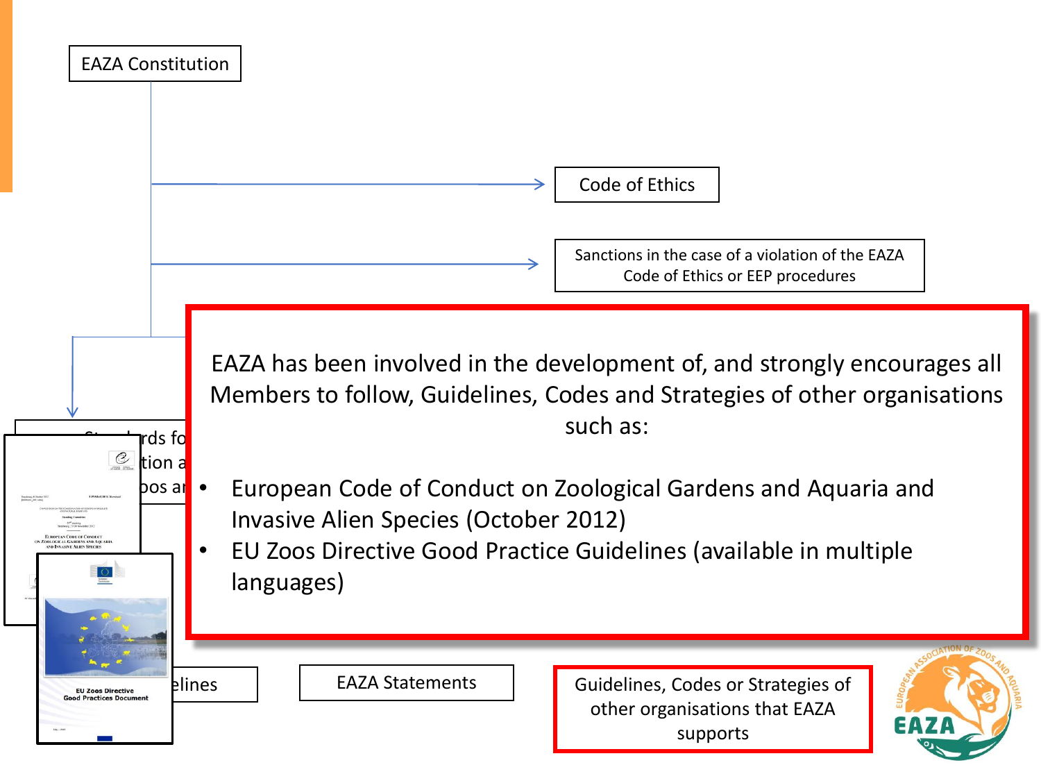EAZA Constitution

Code of Ethics

Sanctions in the case of a violation of the EAZA Code of Ethics or EEP procedures

EAZA has been involved in the development of, and strongly encourages all Members to follow, Guidelines, Codes and Strategies of other organisations such as:

- European Code of Conduct on Zoological Gardens and Aquaria and Invasive Alien Species (October 2012)
- EU Zoos Directive Good Practice Guidelines (available in multiple languages)

EAZA Statements

Guidelines, Codes or Strategies of other organisations that EAZA supports